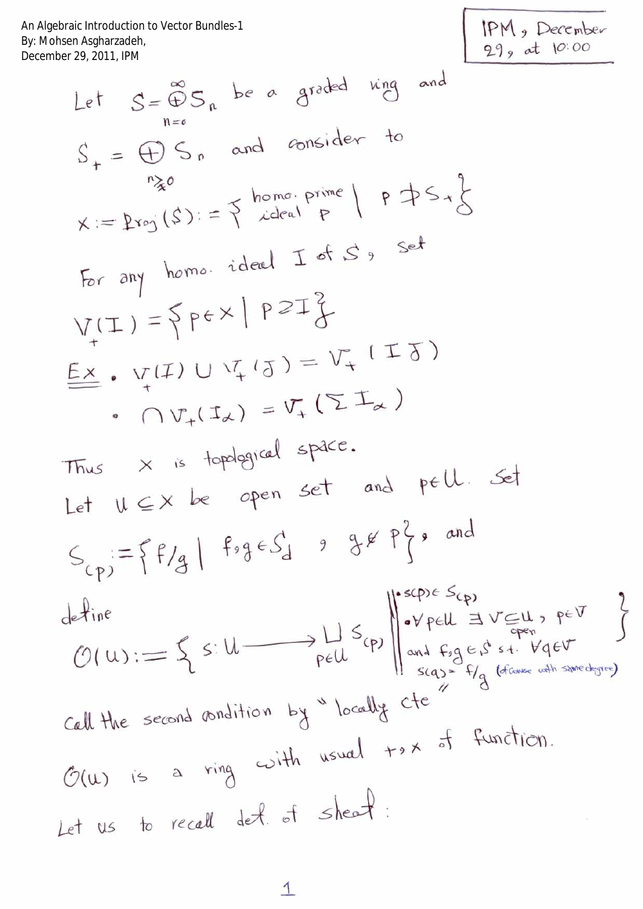An Algebraic Introduction to Vector Bundles-1
By: Mohsen Asgharzadeh,
December 29, 2011, IPM

IPM, December 29, at 10:00

Let $S = \bigoplus_{n=0}^{\infty} S_n$ be a graded ring and

$S_+ = \bigoplus_{n \neq 0} S_n$ and consider to

$$X := \operatorname{Proj}(S) := \{ \text{homo. prime ideal } p \mid p \not\supseteq S_+ \}$$

For any homo. ideal $I$ of $S$, set

$$V_+(I) = \{ p \in X \mid p \supseteq I \}$$

**Ex.**

- $V_+(I) \cup V_+(J) = V_+(IJ)$
- $\bigcap V_+(I_\alpha) = V_+(\sum I_\alpha)$

Thus $X$ is topological space.

Let $U \subseteq X$ be open set and $p \in U$. Set

$S_{(p)} := \{ f/g \mid f, g \in S_d, \ g \notin p \}$, and

define

$$\mathcal{O}(U) := \left\{ s : U \longrightarrow \bigsqcup_{p \in U} S_{(p)} \;\middle\|\; \begin{array}{l} \bullet\ s(p) \in S_{(p)} \\ \bullet\ \forall p \in U \ \exists V \underset{\text{open}}{\subseteq} U,\ p \in V \\ \text{and } f, g \in S \text{ s.t. } \forall q \in V \\ s(q) = f/g \ \text{(of course with same degree)} \end{array} \right\}$$

Call the second condition by "locally cte"

$\mathcal{O}(U)$ is a ring with usual $+, \times$ of function.

Let us to recall def. of sheaf: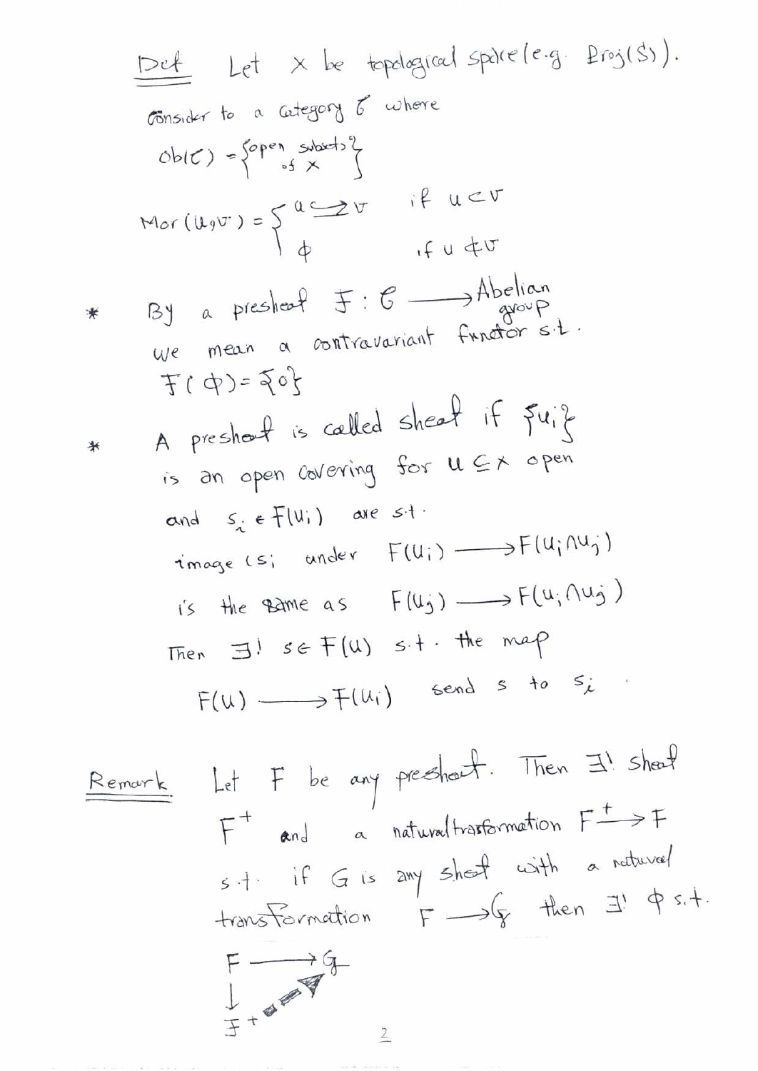**Def** Let $X$ be topological space (e.g. $Proj(S)$).

Consider to a category $\mathcal{C}$ where

$$Ob(\mathcal{C}) = \{\text{open subsets of } X\}$$

$$Mor(U, V) = \begin{cases} U \hookrightarrow V & \text{if } U \subset V \\ \phi & \text{if } U \not\subset V \end{cases}$$

\* By a presheaf $\mathcal{F} : \mathcal{C} \longrightarrow$ Abelian group we mean a contravariant functor s.t. $\mathcal{F}(\phi) = \{0\}$

\* A presheaf is called sheaf if $\{U_i\}$ is an open covering for $U \subseteq X$ open and $s_i \in F(U_i)$ are s.t. image ($s_i$ under $F(U_i) \longrightarrow F(U_i \cap U_j)$ is the same as $F(U_j) \longrightarrow F(U_i \cap U_j)$

Then $\exists !\ s \in F(U)$ s.t. the map $F(U) \longrightarrow F(U_i)$ send $s$ to $s_i$

**Remark** Let $F$ be any presheaf. Then $\exists !$ sheaf $F^+$ and a natural transformation $F \xrightarrow{+} F$ s.t. if $G$ is any sheaf with a natural transformation $F \longrightarrow G$ then $\exists !\ \phi$ s.t.

$$\begin{array}{ccc} F & \longrightarrow & G \\ \downarrow & \nearrow & \\ F^+ & & \end{array}$$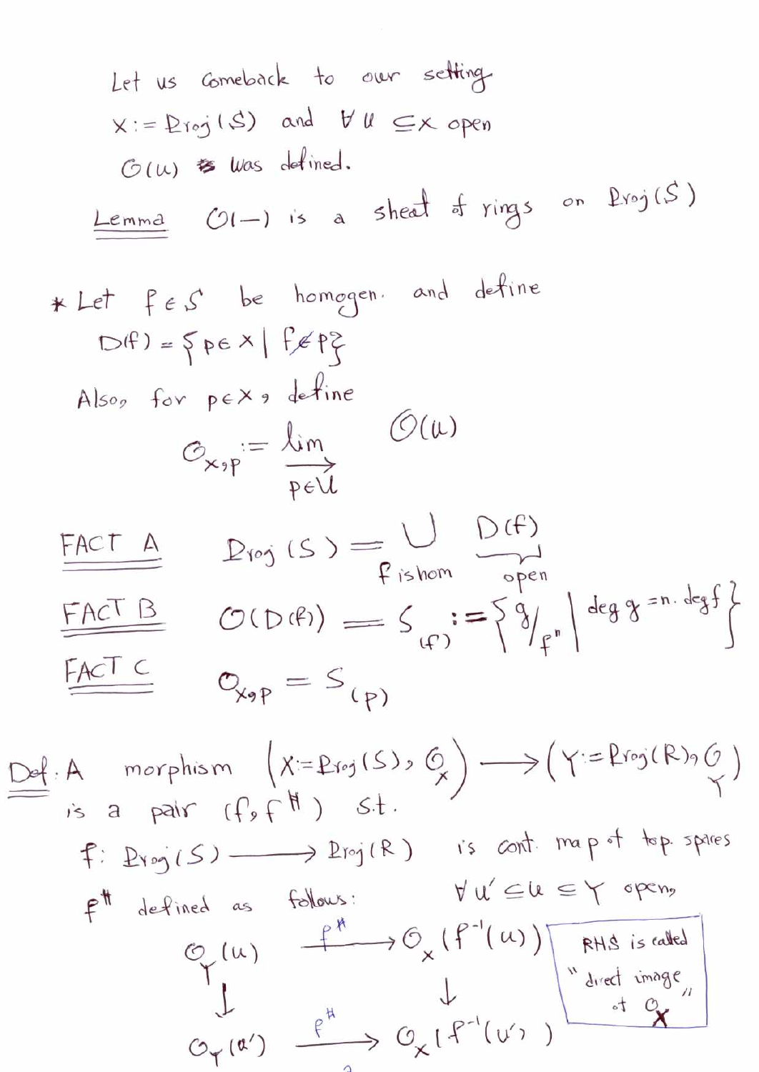Let us comeback to our setting
$X := \mathrm{Proj}(S)$ and $\forall\, U \subseteq X$ open
$\mathcal{O}(U)$ was defined.

**Lemma** $\mathcal{O}(-)$ is a sheaf of rings on $\mathrm{Proj}(S)$

\* Let $f \in S$ be homogen. and define

$$D(f) = \{ p \in X \mid f \notin p \}$$

Also, for $p \in X$, define

$$\mathcal{O}_{X,p} := \varinjlim_{p \in U} \mathcal{O}(U)$$

**FACT A** $\mathrm{Proj}(S) = \bigcup_{f \text{ is hom}} \underbrace{D(f)}_{\text{open}}$

**FACT B** $\mathcal{O}(D(f)) = S_{(f)} := \left\{ g/f^n \;\middle|\; \deg g = n \cdot \deg f \right\}$

**FACT C** $\mathcal{O}_{X,p} = S_{(p)}$

**Def.** A morphism $(X := \mathrm{Proj}(S), \mathcal{O}_X) \longrightarrow (Y := \mathrm{Proj}(R), \mathcal{O}_Y)$ is a pair $(f, f^\#)$ s.t.

$f : \mathrm{Proj}(S) \longrightarrow \mathrm{Proj}(R)$ is cont. map of top. spaces

$f^\#$ defined as follows: $\forall\, U' \subseteq U \subseteq Y$ open,

$$\begin{array}{ccc} \mathcal{O}_Y(U) & \xrightarrow{f^\#} & \mathcal{O}_X(f^{-1}(U)) \\ \downarrow & & \downarrow \\ \mathcal{O}_Y(U') & \xrightarrow{f^\#} & \mathcal{O}_X(f^{-1}(U')) \end{array}$$

RHS is called "direct image" of $\mathcal{O}_X$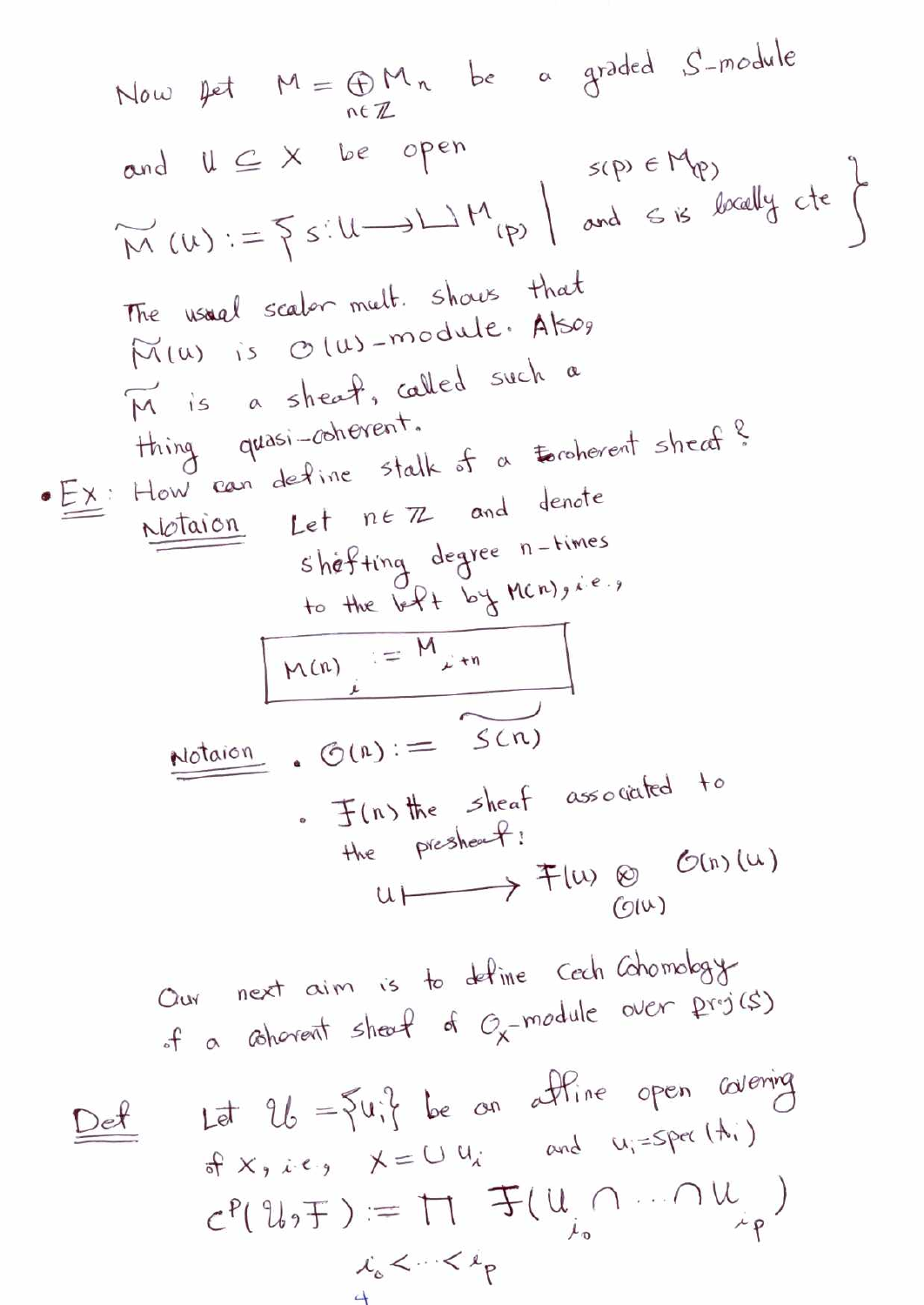Now let $M = \bigoplus_{n \in \mathbb{Z}} M_n$ be a graded $S$-module

and $U \subseteq X$ be open

$$\widetilde{M}(U) := \left\{ s : U \longrightarrow \bigsqcup M_{(p)} \;\middle|\; \begin{array}{l} s(p) \in M_{(p)} \\ \text{and } s \text{ is locally cte} \end{array} \right\}$$

The usual scalar mult. shows that $\widetilde{M}(U)$ is $\mathcal{O}(U)$-module. Also, $\widetilde{M}$ is a sheaf, called such a thing quasi-coherent.

- **Ex**: How can define stalk of a coherent sheaf ?

**Notaion** Let $n \in \mathbb{Z}$ and denote shifting degree $n$-times to the left by $M(n)$, i.e.,

$$\boxed{M(n)_i := M_{i+n}}$$

**Notaion**

- $\mathcal{O}(n) := \widetilde{S(n)}$
- $\mathcal{F}(n)$ the sheaf associated to the presheaf:

$$U \longmapsto \mathcal{F}(U) \otimes_{\mathcal{O}(U)} \mathcal{O}(n)(U)$$

Our next aim is to define Cech Cohomology of a coherent sheaf of $\mathcal{O}_X$-module over $\operatorname{Proj}(S)$

**Def** Let $\mathcal{U} = \{U_i\}$ be an affine open covering of $X$, i.e, $X = \bigcup U_i$ and $U_i = \operatorname{Spec}(A_i)$

$$C^p(\mathcal{U}, \mathcal{F}) := \prod_{i_0 < \cdots < i_p} \mathcal{F}(U_{i_0} \cap \cdots \cap U_{i_p})$$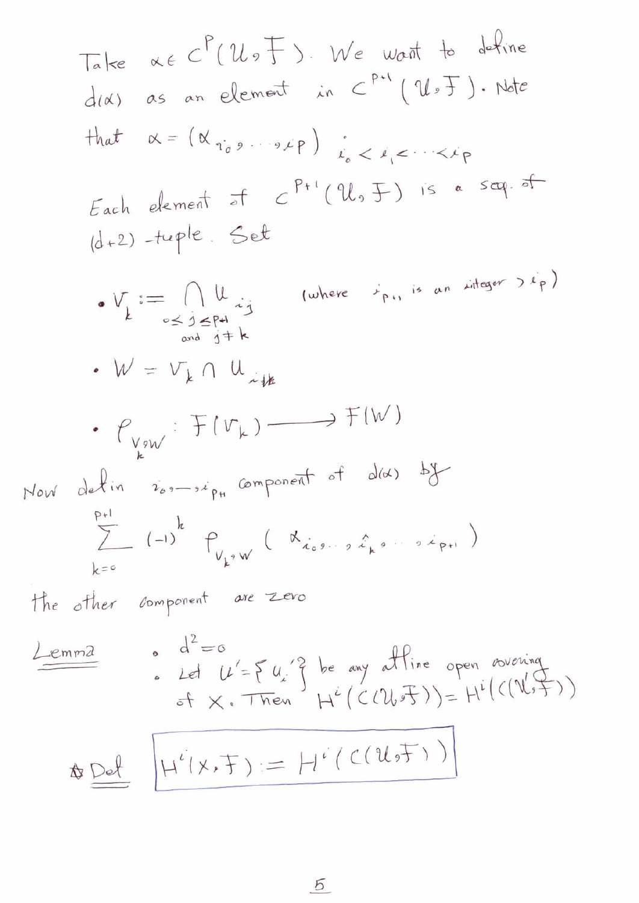Take $\alpha \in C^p(\mathcal{U}, \mathcal{F})$. We want to define $d(\alpha)$ as an element in $C^{p+1}(\mathcal{U}, \mathcal{F})$. Note that $\alpha = (\alpha_{i_0, \ldots, i_p})$ $\quad i_0 < i_1 < \cdots < i_p$

Each element of $C^{p+1}(\mathcal{U}, \mathcal{F})$ is a seq. of $(d+2)$-tuple. Set

- $V_k := \bigcap_{\substack{0 \le j \le p+1 \\ \text{and } j \neq k}} U_{i_j}$ $\quad$ (where $i_{p+1}$ is an integer $> i_p$)
- $W = V_k \cap U_{i_k}$
- $\rho_{V_k, W} : \mathcal{F}(V_k) \longrightarrow \mathcal{F}(W)$

Now defin $i_0, \ldots, i_{p+1}$ component of $d(\alpha)$ by

$$\sum_{k=0}^{p+1} (-1)^k \rho_{V_k, W} \left( \alpha_{i_0, \ldots, \hat{i}_k, \ldots, i_{p+1}} \right)$$

the other component are zero

<u>Lemma</u>

- $d^2 = 0$
- Let $\mathcal{U}' = \{U_i'\}$ be any affine open covering of $X$. Then $H^i(C(\mathcal{U}, \mathcal{F})) = H^i(C(\mathcal{U}', \mathcal{F}))$

☆ <u>Def</u> $\quad \boxed{H^i(X, \mathcal{F}) := H^i(C(\mathcal{U}, \mathcal{F}))}$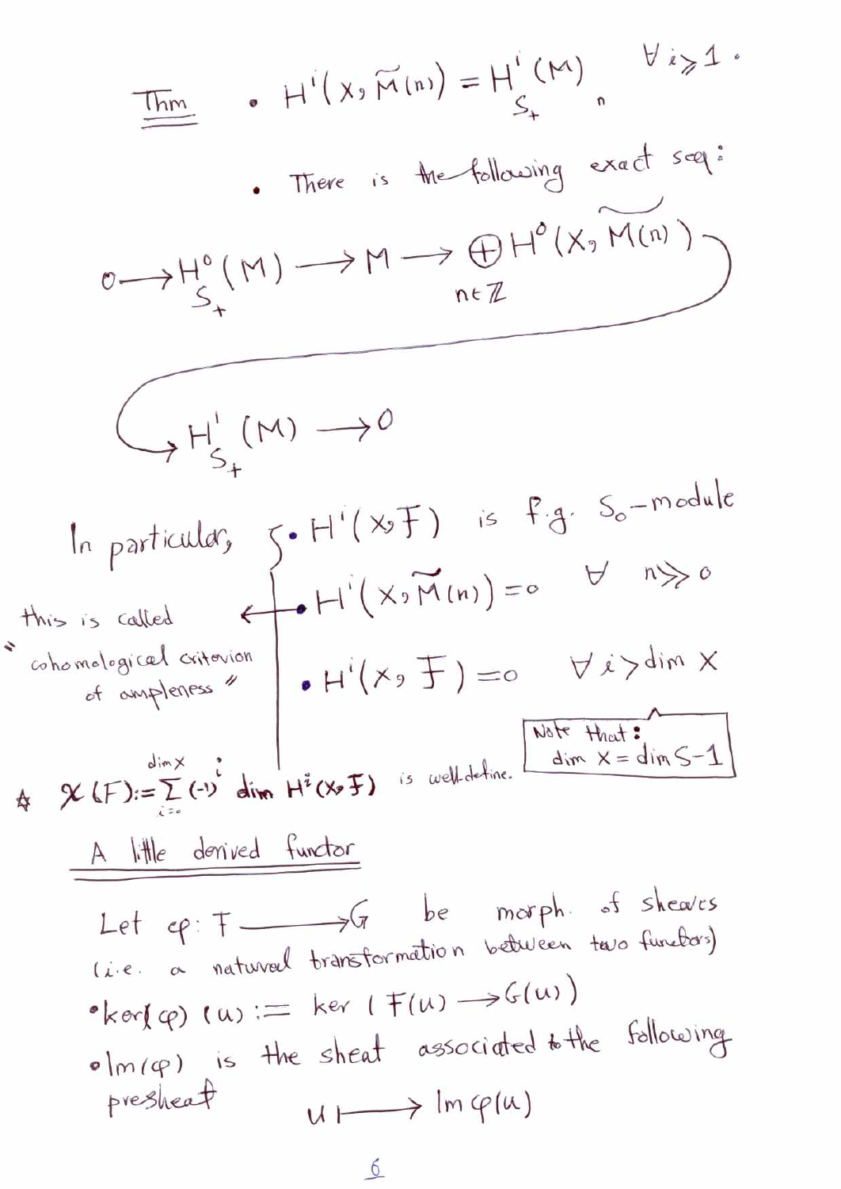**Thm**

- $H^i(X, \widetilde{M}(n)) = H^i_{S_+}(M)_n \quad \forall i \geq 1.$

- There is the following exact seq:

$$0 \longrightarrow H^0_{S_+}(M) \longrightarrow M \longrightarrow \bigoplus_{n\in\mathbb{Z}} H^0(X, \widetilde{M(n)}) \longrightarrow H^1_{S_+}(M) \longrightarrow 0$$

In particular,

- $H^i(X, \mathcal{F})$ is f.g. $S_0$-module
- $H^i(X, \widetilde{M}(n)) = 0 \quad \forall\ n \gg 0$ ← this is called "cohomological criterion of ampleness"
- $H^i(X, \mathcal{F}) = 0 \quad \forall i > \dim X$

> Note that: $\dim X = \dim S - 1$

☆ $\chi(\mathcal{F}) := \sum_{i=0}^{\dim X} (-1)^i \dim H^i(X, \mathcal{F})$ is well-define.

## A little derived functor

Let $\varphi : \mathcal{F} \longrightarrow \mathcal{G}$ be morph. of sheaves (i.e. a natural transformation between two functors)

- $\ker(\varphi)(U) := \ker(\mathcal{F}(U) \to \mathcal{G}(U))$
- $\operatorname{Im}(\varphi)$ is the sheaf associated to the following presheaf

$$U \longmapsto \operatorname{Im}\varphi(U)$$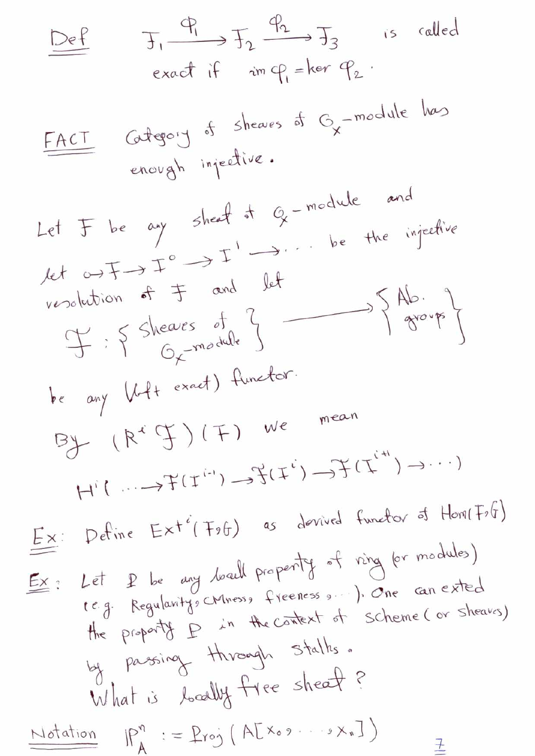**Def** $\mathcal{F}_1 \xrightarrow{\varphi_1} \mathcal{F}_2 \xrightarrow{\varphi_2} \mathcal{F}_3$ is called exact if $\operatorname{im} \varphi_1 = \ker \varphi_2$.

**FACT** Category of sheaves of $\mathcal{O}_X$-module has enough injective.

Let $\mathcal{F}$ be any sheaf of $\mathcal{O}_X$-module and let $0 \to \mathcal{F} \to I^0 \to I^1 \to \cdots$ be the injective resolution of $\mathcal{F}$ and let

$$\mathfrak{F} : \left\{ \begin{array}{c} \text{Sheaves of} \\ \mathcal{O}_X\text{-module} \end{array} \right\} \longrightarrow \left\{ \begin{array}{c} \text{Ab.} \\ \text{groups} \end{array} \right\}$$

be any (left exact) functor.

By $(R^i \mathfrak{F})(\mathcal{F})$ we mean

$$H^i( \cdots \to \mathfrak{F}(I^{i-1}) \to \mathfrak{F}(I^i) \to \mathfrak{F}(I^{i+1}) \to \cdots)$$

**Ex:** Define $\operatorname{Ext}^i(\mathcal{F}, \mathcal{G})$ as derived functor of $\operatorname{Hom}(\mathcal{F}, \mathcal{G})$

**Ex:** Let $\mathbb{P}$ be any local property of ring (or modules) (e.g. Regularity, CMness, freeness, ...). One can exted the property $\mathbb{P}$ in the context of scheme (or sheaves) by passing through stalks.
What is locally free sheaf?

**Notation** $\mathbb{P}^n_A := \operatorname{Proj}(A[x_0, \ldots, x_n])$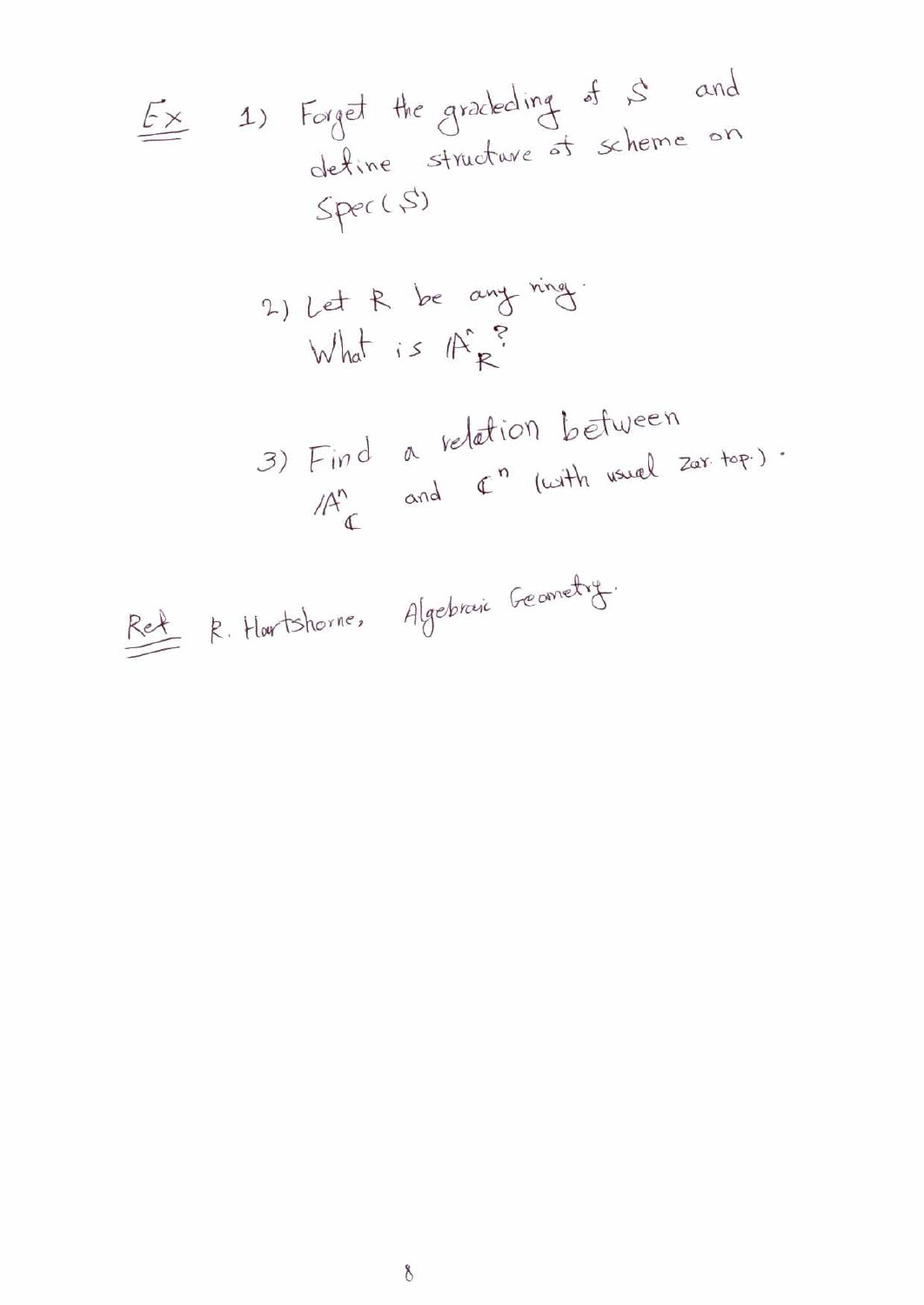**Ex**

1) Forget the gradeding of $S$ and define structure of scheme on $\mathrm{Spec}(S)$

2) Let $R$ be any ring. What is $\mathbb{A}^1_R$?

3) Find a relation between $\mathbb{A}^n_{\mathbb{C}}$ and $\mathbb{C}^n$ (with usual Zar. top.).

**Ref** R. Hartshorne, Algebraic Geometry.